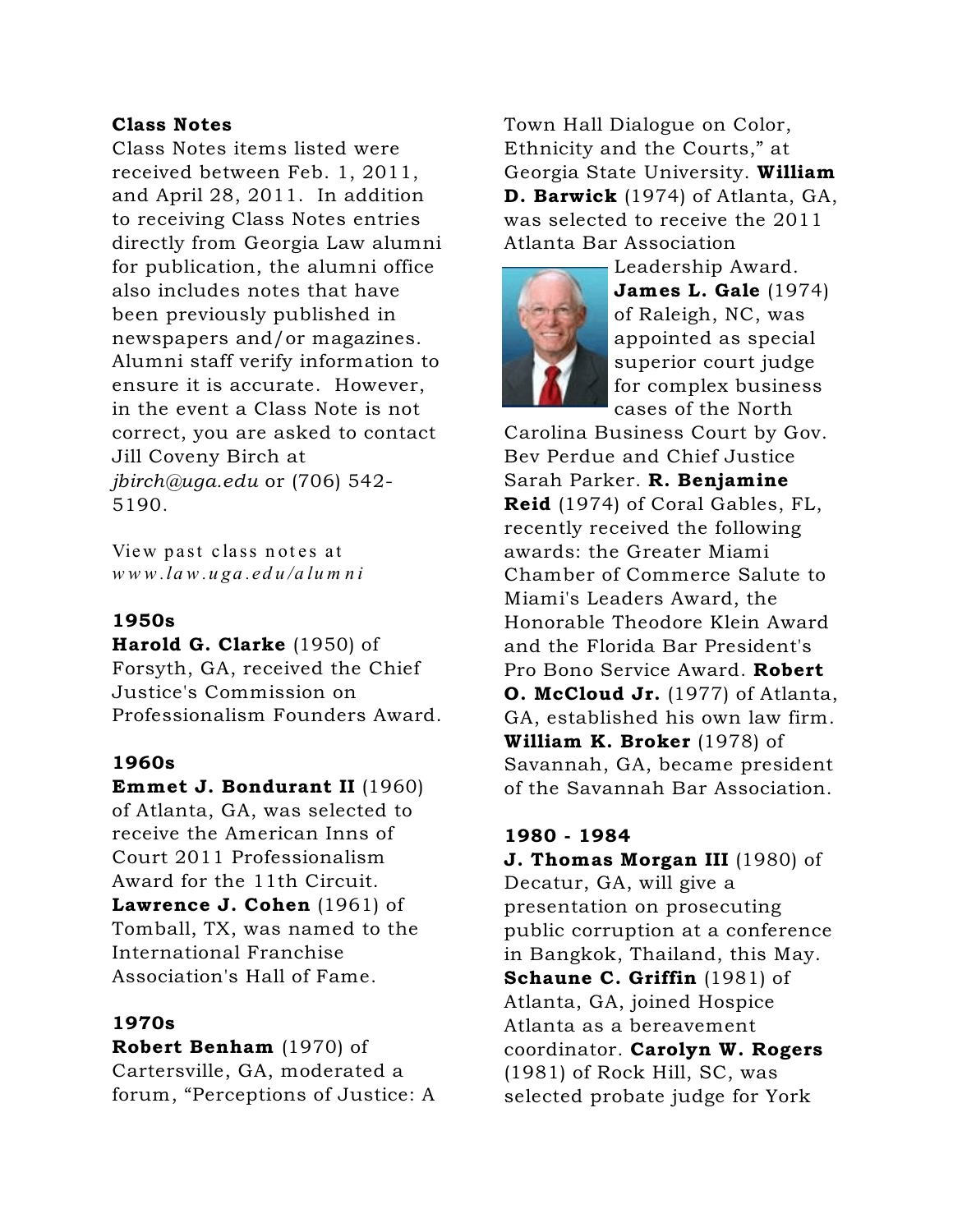## Class Notes

Class Notes items listed were received between Feb. 1, 2011, and April 28, 2011. In addition to receiving Class Notes entries directly from Georgia Law alumni for publication, the alumni office also includes notes that have been previously published in newspapers and/or magazines. Alumni staff verify information to ensure it is accurate. However, in the event a Class Note is not correct, you are asked to contact Jill Coveny Birch at *jbirch@uga.edu* or (706) 542-5190.

View past class notes at *www.law.uga.edu/alumni*

### 1950s

**Harold G. Clarke** (1950) of Forsyth, GA, received the Chief Justice's Commission on Professionalism Founders Award.

### 1960s

**Emmet J. Bondurant II** (1960) of Atlanta, GA, was selected to receive the American Inns of Court 2011 Professionalism Award for the 11th Circuit. **Lawrence J. Cohen** (1961) of Tomball, TX, was named to the International Franchise Association's Hall of Fame.

### 1970s

**Robert Benham** (1970) of Cartersville, GA, moderated a forum, "Perceptions of Justice: A Town Hall Dialogue on Color, Ethnicity and the Courts," at Georgia State University. **William D. Barwick** (1974) of Atlanta, GA, was selected to receive the 2011 Atlanta Bar Association Leadership Award. **James L. Gale** (1974) of Raleigh, NC, was appointed as special superior court judge for complex business cases of the North Carolina Business Court by Gov. Bev Perdue and Chief Justice Sarah Parker. **R. Benjamine Reid** (1974) of Coral Gables, FL, recently received the following awards: the Greater Miami Chamber of Commerce Salute to Miami's Leaders Award, the Honorable Theodore Klein Award and the Florida Bar President's Pro Bono Service Award. **Robert O. McCloud Jr.** (1977) of Atlanta, GA, established his own law firm. **William K. Broker** (1978) of Savannah, GA, became president of the Savannah Bar Association.

### 1980 - 1984

**J. Thomas Morgan III** (1980) of Decatur, GA, will give a presentation on prosecuting public corruption at a conference in Bangkok, Thailand, this May. **Schaune C. Griffin** (1981) of Atlanta, GA, joined Hospice Atlanta as a bereavement coordinator. **Carolyn W. Rogers** (1981) of Rock Hill, SC, was selected probate judge for York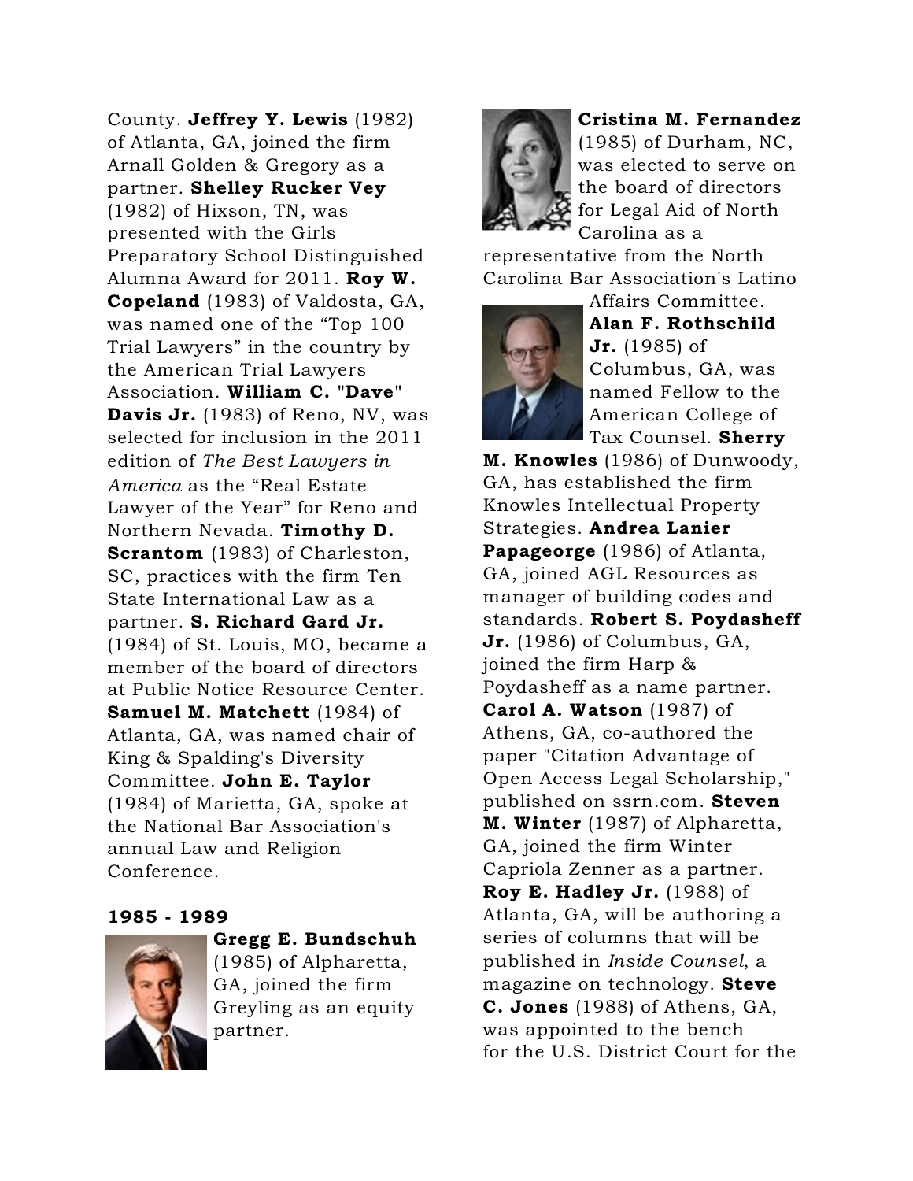County. **Jeffrey Y. Lewis** (1982) of Atlanta, GA, joined the firm Arnall Golden & Gregory as a partner. **Shelley Rucker Vey** (1982) of Hixson, TN, was presented with the Girls Preparatory School Distinguished Alumna Award for 2011. **Roy W. Copeland** (1983) of Valdosta, GA, was named one of the “Top 100 Trial Lawyers” in the country by the American Trial Lawyers Association. **William C. "Dave" Davis Jr.** (1983) of Reno, NV, was selected for inclusion in the 2011 edition of *The Best Lawyers in America* as the “Real Estate Lawyer of the Year” for Reno and Northern Nevada. **Timothy D. Scrantom** (1983) of Charleston, SC, practices with the firm Ten State International Law as a partner. **S. Richard Gard Jr.** (1984) of St. Louis, MO, became a member of the board of directors at Public Notice Resource Center. **Samuel M. Matchett** (1984) of Atlanta, GA, was named chair of King & Spalding's Diversity Committee. **John E. Taylor** (1984) of Marietta, GA, spoke at the National Bar Association's annual Law and Religion Conference.

### 1985 - 1989

**Gregg E. Bundschuh** (1985) of Alpharetta, GA, joined the firm Greyling as an equity partner.

**Cristina M. Fernandez** (1985) of Durham, NC, was elected to serve on the board of directors for Legal Aid of North Carolina as a representative from the North Carolina Bar Association's Latino Affairs Committee.

**Alan F. Rothschild Jr.** (1985) of Columbus, GA, was named Fellow to the American College of Tax Counsel. **Sherry M. Knowles** (1986) of Dunwoody, GA, has established the firm Knowles Intellectual Property Strategies. **Andrea Lanier Papageorge** (1986) of Atlanta, GA, joined AGL Resources as manager of building codes and standards. **Robert S. Poydasheff Jr.** (1986) of Columbus, GA, joined the firm Harp & Poydasheff as a name partner. **Carol A. Watson** (1987) of Athens, GA, co-authored the paper "Citation Advantage of Open Access Legal Scholarship," published on ssrn.com. **Steven M. Winter** (1987) of Alpharetta, GA, joined the firm Winter Capriola Zenner as a partner. **Roy E. Hadley Jr.** (1988) of Atlanta, GA, will be authoring a series of columns that will be published in *Inside Counsel*, a magazine on technology. **Steve C. Jones** (1988) of Athens, GA, was appointed to the bench for the U.S. District Court for the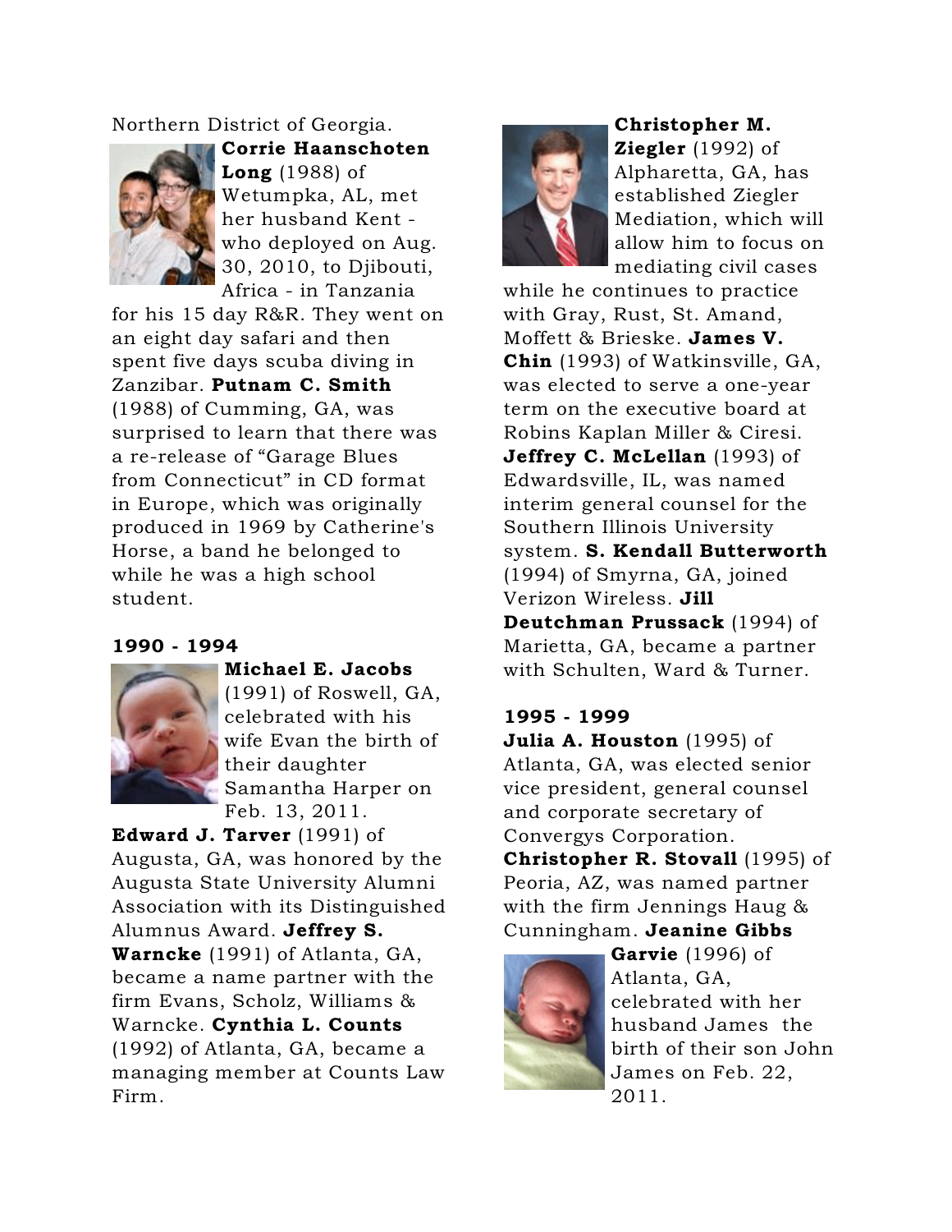Northern District of Georgia. **Corrie Haanschoten Long** (1988) of Wetumpka, AL, met her husband Kent - who deployed on Aug. 30, 2010, to Djibouti, Africa - in Tanzania for his 15 day R&R. They went on an eight day safari and then spent five days scuba diving in Zanzibar. **Putnam C. Smith** (1988) of Cumming, GA, was surprised to learn that there was a re-release of "Garage Blues from Connecticut" in CD format in Europe, which was originally produced in 1969 by Catherine's Horse, a band he belonged to while he was a high school student.

### 1990 - 1994

**Michael E. Jacobs** (1991) of Roswell, GA, celebrated with his wife Evan the birth of their daughter Samantha Harper on Feb. 13, 2011. **Edward J. Tarver** (1991) of Augusta, GA, was honored by the Augusta State University Alumni Association with its Distinguished Alumnus Award. **Jeffrey S. Warncke** (1991) of Atlanta, GA, became a name partner with the firm Evans, Scholz, Williams & Warncke. **Cynthia L. Counts** (1992) of Atlanta, GA, became a managing member at Counts Law Firm.

**Christopher M. Ziegler** (1992) of Alpharetta, GA, has established Ziegler Mediation, which will allow him to focus on mediating civil cases while he continues to practice with Gray, Rust, St. Amand, Moffett & Brieske. **James V. Chin** (1993) of Watkinsville, GA, was elected to serve a one-year term on the executive board at Robins Kaplan Miller & Ciresi. **Jeffrey C. McLellan** (1993) of Edwardsville, IL, was named interim general counsel for the Southern Illinois University system. **S. Kendall Butterworth** (1994) of Smyrna, GA, joined Verizon Wireless. **Jill Deutchman Prussack** (1994) of Marietta, GA, became a partner with Schulten, Ward & Turner.

### 1995 - 1999

**Julia A. Houston** (1995) of Atlanta, GA, was elected senior vice president, general counsel and corporate secretary of Convergys Corporation. **Christopher R. Stovall** (1995) of Peoria, AZ, was named partner with the firm Jennings Haug & Cunningham. **Jeanine Gibbs Garvie** (1996) of Atlanta, GA, celebrated with her husband James the birth of their son John James on Feb. 22, 2011.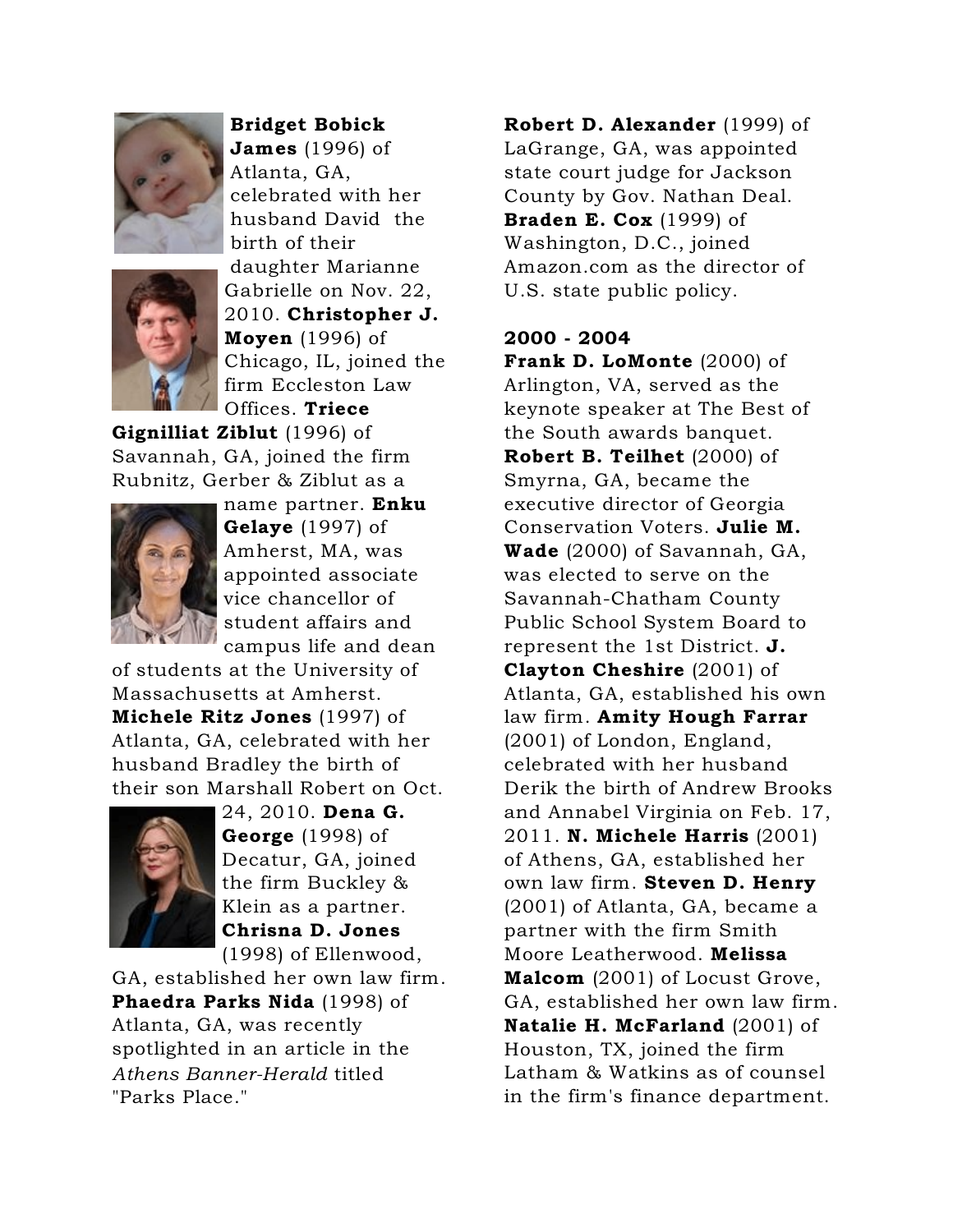**Bridget Bobick James** (1996) of Atlanta, GA, celebrated with her husband David the birth of their daughter Marianne Gabrielle on Nov. 22, 2010. **Christopher J. Moyen** (1996) of Chicago, IL, joined the firm Eccleston Law Offices. **Triece Gignilliat Ziblut** (1996) of Savannah, GA, joined the firm Rubnitz, Gerber & Ziblut as a name partner. **Enku Gelaye** (1997) of Amherst, MA, was appointed associate vice chancellor of student affairs and campus life and dean of students at the University of Massachusetts at Amherst. **Michele Ritz Jones** (1997) of Atlanta, GA, celebrated with her husband Bradley the birth of their son Marshall Robert on Oct. 24, 2010. **Dena G. George** (1998) of Decatur, GA, joined the firm Buckley & Klein as a partner. **Chrisna D. Jones** (1998) of Ellenwood, GA, established her own law firm. **Phaedra Parks Nida** (1998) of Atlanta, GA, was recently spotlighted in an article in the *Athens Banner-Herald* titled "Parks Place."

**Robert D. Alexander** (1999) of LaGrange, GA, was appointed state court judge for Jackson County by Gov. Nathan Deal. **Braden E. Cox** (1999) of Washington, D.C., joined Amazon.com as the director of U.S. state public policy.

**2000 - 2004**

**Frank D. LoMonte** (2000) of Arlington, VA, served as the keynote speaker at The Best of the South awards banquet. **Robert B. Teilhet** (2000) of Smyrna, GA, became the executive director of Georgia Conservation Voters. **Julie M. Wade** (2000) of Savannah, GA, was elected to serve on the Savannah-Chatham County Public School System Board to represent the 1st District. **J. Clayton Cheshire** (2001) of Atlanta, GA, established his own law firm. **Amity Hough Farrar** (2001) of London, England, celebrated with her husband Derik the birth of Andrew Brooks and Annabel Virginia on Feb. 17, 2011. **N. Michele Harris** (2001) of Athens, GA, established her own law firm. **Steven D. Henry** (2001) of Atlanta, GA, became a partner with the firm Smith Moore Leatherwood. **Melissa Malcom** (2001) of Locust Grove, GA, established her own law firm. **Natalie H. McFarland** (2001) of Houston, TX, joined the firm Latham & Watkins as of counsel in the firm's finance department.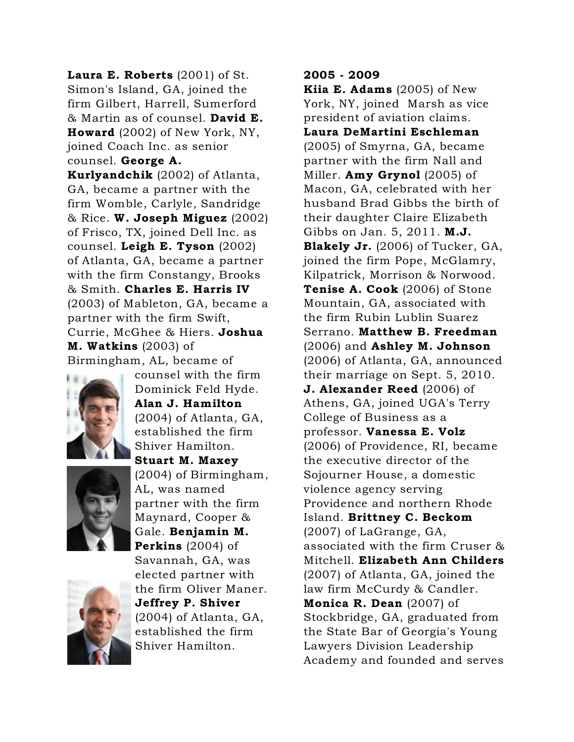**Laura E. Roberts** (2001) of St. Simon's Island, GA, joined the firm Gilbert, Harrell, Sumerford & Martin as of counsel. **David E. Howard** (2002) of New York, NY, joined Coach Inc. as senior counsel. **George A. Kurlyandchik** (2002) of Atlanta, GA, became a partner with the firm Womble, Carlyle, Sandridge & Rice. **W. Joseph Miguez** (2002) of Frisco, TX, joined Dell Inc. as counsel. **Leigh E. Tyson** (2002) of Atlanta, GA, became a partner with the firm Constangy, Brooks & Smith. **Charles E. Harris IV** (2003) of Mableton, GA, became a partner with the firm Swift, Currie, McGhee & Hiers. **Joshua M. Watkins** (2003) of Birmingham, AL, became of counsel with the firm Dominick Feld Hyde. **Alan J. Hamilton** (2004) of Atlanta, GA, established the firm Shiver Hamilton. **Stuart M. Maxey** (2004) of Birmingham, AL, was named partner with the firm Maynard, Cooper & Gale. **Benjamin M. Perkins** (2004) of Savannah, GA, was elected partner with the firm Oliver Maner. **Jeffrey P. Shiver** (2004) of Atlanta, GA, established the firm Shiver Hamilton.

**2005 - 2009**

**Kiia E. Adams** (2005) of New York, NY, joined Marsh as vice president of aviation claims. **Laura DeMartini Eschleman** (2005) of Smyrna, GA, became partner with the firm Nall and Miller. **Amy Grynol** (2005) of Macon, GA, celebrated with her husband Brad Gibbs the birth of their daughter Claire Elizabeth Gibbs on Jan. 5, 2011. **M.J. Blakely Jr.** (2006) of Tucker, GA, joined the firm Pope, McGlamry, Kilpatrick, Morrison & Norwood. **Tenise A. Cook** (2006) of Stone Mountain, GA, associated with the firm Rubin Lublin Suarez Serrano. **Matthew B. Freedman** (2006) and **Ashley M. Johnson** (2006) of Atlanta, GA, announced their marriage on Sept. 5, 2010. **J. Alexander Reed** (2006) of Athens, GA, joined UGA's Terry College of Business as a professor. **Vanessa E. Volz** (2006) of Providence, RI, became the executive director of the Sojourner House, a domestic violence agency serving Providence and northern Rhode Island. **Brittney C. Beckom** (2007) of LaGrange, GA, associated with the firm Cruser & Mitchell. **Elizabeth Ann Childers** (2007) of Atlanta, GA, joined the law firm McCurdy & Candler. **Monica R. Dean** (2007) of Stockbridge, GA, graduated from the State Bar of Georgia's Young Lawyers Division Leadership Academy and founded and serves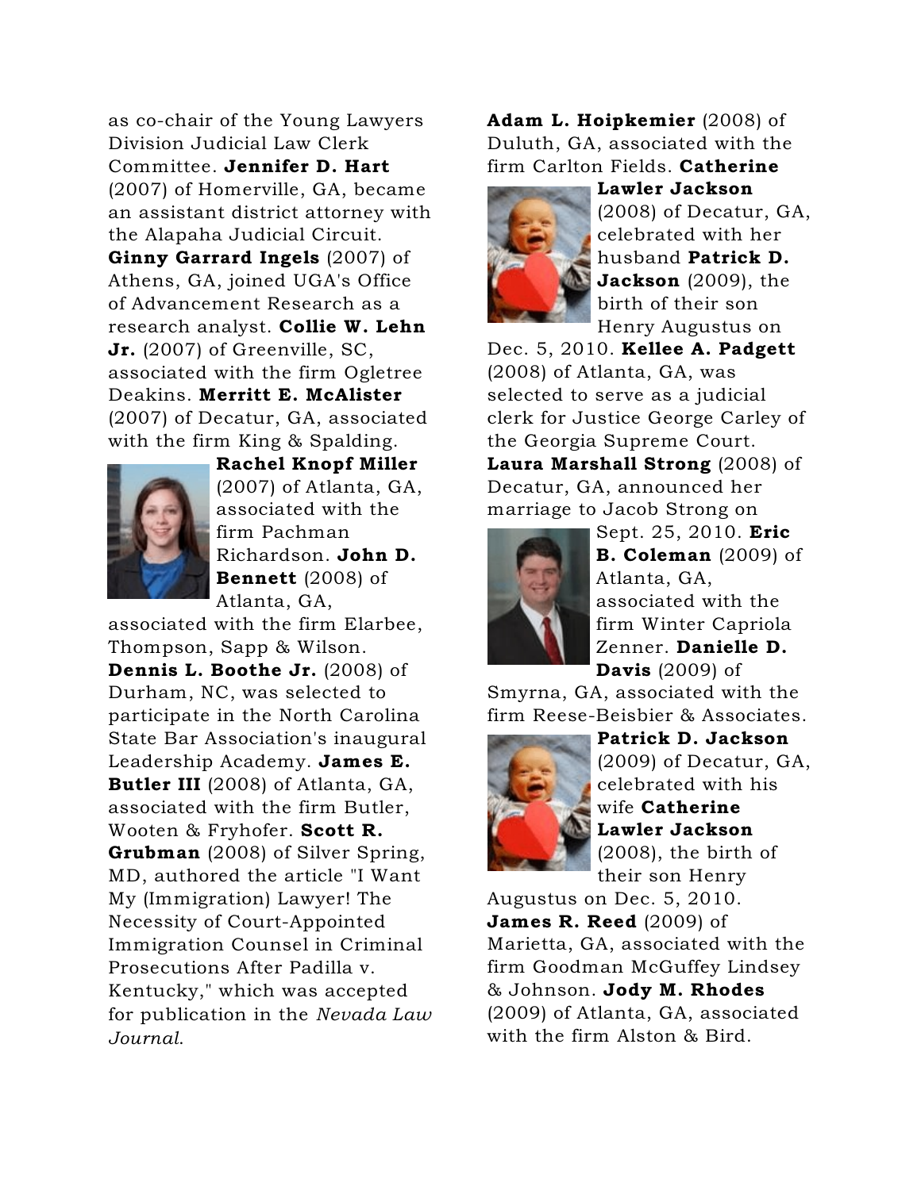as co-chair of the Young Lawyers Division Judicial Law Clerk Committee. **Jennifer D. Hart** (2007) of Homerville, GA, became an assistant district attorney with the Alapaha Judicial Circuit. **Ginny Garrard Ingels** (2007) of Athens, GA, joined UGA's Office of Advancement Research as a research analyst. **Collie W. Lehn Jr.** (2007) of Greenville, SC, associated with the firm Ogletree Deakins. **Merritt E. McAlister** (2007) of Decatur, GA, associated with the firm King & Spalding. **Rachel Knopf Miller** (2007) of Atlanta, GA, associated with the firm Pachman Richardson. **John D. Bennett** (2008) of Atlanta, GA, associated with the firm Elarbee, Thompson, Sapp & Wilson. **Dennis L. Boothe Jr.** (2008) of Durham, NC, was selected to participate in the North Carolina State Bar Association's inaugural Leadership Academy. **James E. Butler III** (2008) of Atlanta, GA, associated with the firm Butler, Wooten & Fryhofer. **Scott R. Grubman** (2008) of Silver Spring, MD, authored the article "I Want My (Immigration) Lawyer! The Necessity of Court-Appointed Immigration Counsel in Criminal Prosecutions After Padilla v. Kentucky," which was accepted for publication in the *Nevada Law Journal*.

**Adam L. Hoipkemier** (2008) of Duluth, GA, associated with the firm Carlton Fields. **Catherine Lawler Jackson** (2008) of Decatur, GA, celebrated with her husband **Patrick D. Jackson** (2009), the birth of their son Henry Augustus on Dec. 5, 2010. **Kellee A. Padgett** (2008) of Atlanta, GA, was selected to serve as a judicial clerk for Justice George Carley of the Georgia Supreme Court. **Laura Marshall Strong** (2008) of Decatur, GA, announced her marriage to Jacob Strong on Sept. 25, 2010. **Eric B. Coleman** (2009) of Atlanta, GA, associated with the firm Winter Capriola Zenner. **Danielle D. Davis** (2009) of Smyrna, GA, associated with the firm Reese-Beisbier & Associates. **Patrick D. Jackson** (2009) of Decatur, GA, celebrated with his wife **Catherine Lawler Jackson** (2008), the birth of their son Henry Augustus on Dec. 5, 2010. **James R. Reed** (2009) of Marietta, GA, associated with the firm Goodman McGuffey Lindsey & Johnson. **Jody M. Rhodes** (2009) of Atlanta, GA, associated with the firm Alston & Bird.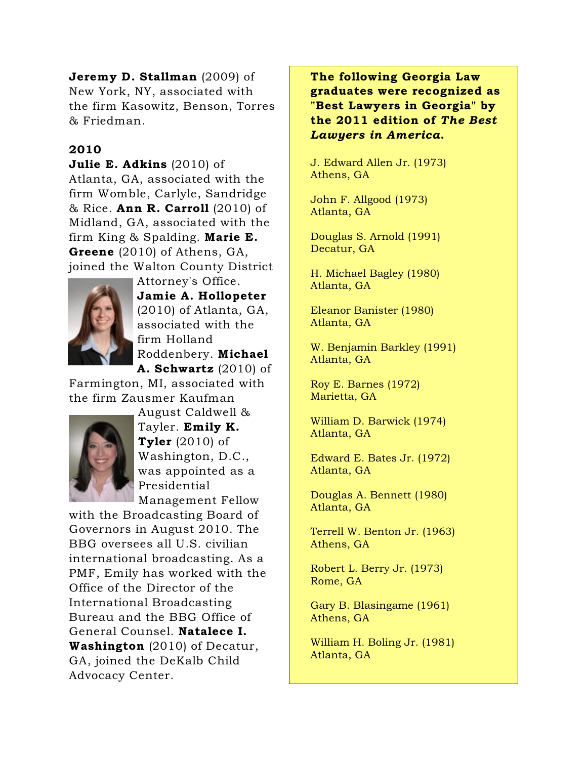**Jeremy D. Stallman** (2009) of New York, NY, associated with the firm Kasowitz, Benson, Torres & Friedman.

**2010**

**Julie E. Adkins** (2010) of Atlanta, GA, associated with the firm Womble, Carlyle, Sandridge & Rice. **Ann R. Carroll** (2010) of Midland, GA, associated with the firm King & Spalding. **Marie E. Greene** (2010) of Athens, GA, joined the Walton County District Attorney's Office. **Jamie A. Hollopeter** (2010) of Atlanta, GA, associated with the firm Holland Roddenbery. **Michael A. Schwartz** (2010) of Farmington, MI, associated with the firm Zausmer Kaufman August Caldwell & Tayler. **Emily K. Tyler** (2010) of Washington, D.C., was appointed as a Presidential Management Fellow with the Broadcasting Board of Governors in August 2010. The BBG oversees all U.S. civilian international broadcasting. As a PMF, Emily has worked with the Office of the Director of the International Broadcasting Bureau and the BBG Office of General Counsel. **Natalece I. Washington** (2010) of Decatur, GA, joined the DeKalb Child Advocacy Center.

**The following Georgia Law graduates were recognized as "Best Lawyers in Georgia" by the 2011 edition of *The Best Lawyers in America*.**

J. Edward Allen Jr. (1973)
Athens, GA

John F. Allgood (1973)
Atlanta, GA

Douglas S. Arnold (1991)
Decatur, GA

H. Michael Bagley (1980)
Atlanta, GA

Eleanor Banister (1980)
Atlanta, GA

W. Benjamin Barkley (1991)
Atlanta, GA

Roy E. Barnes (1972)
Marietta, GA

William D. Barwick (1974)
Atlanta, GA

Edward E. Bates Jr. (1972)
Atlanta, GA

Douglas A. Bennett (1980)
Atlanta, GA

Terrell W. Benton Jr. (1963)
Athens, GA

Robert L. Berry Jr. (1973)
Rome, GA

Gary B. Blasingame (1961)
Athens, GA

William H. Boling Jr. (1981)
Atlanta, GA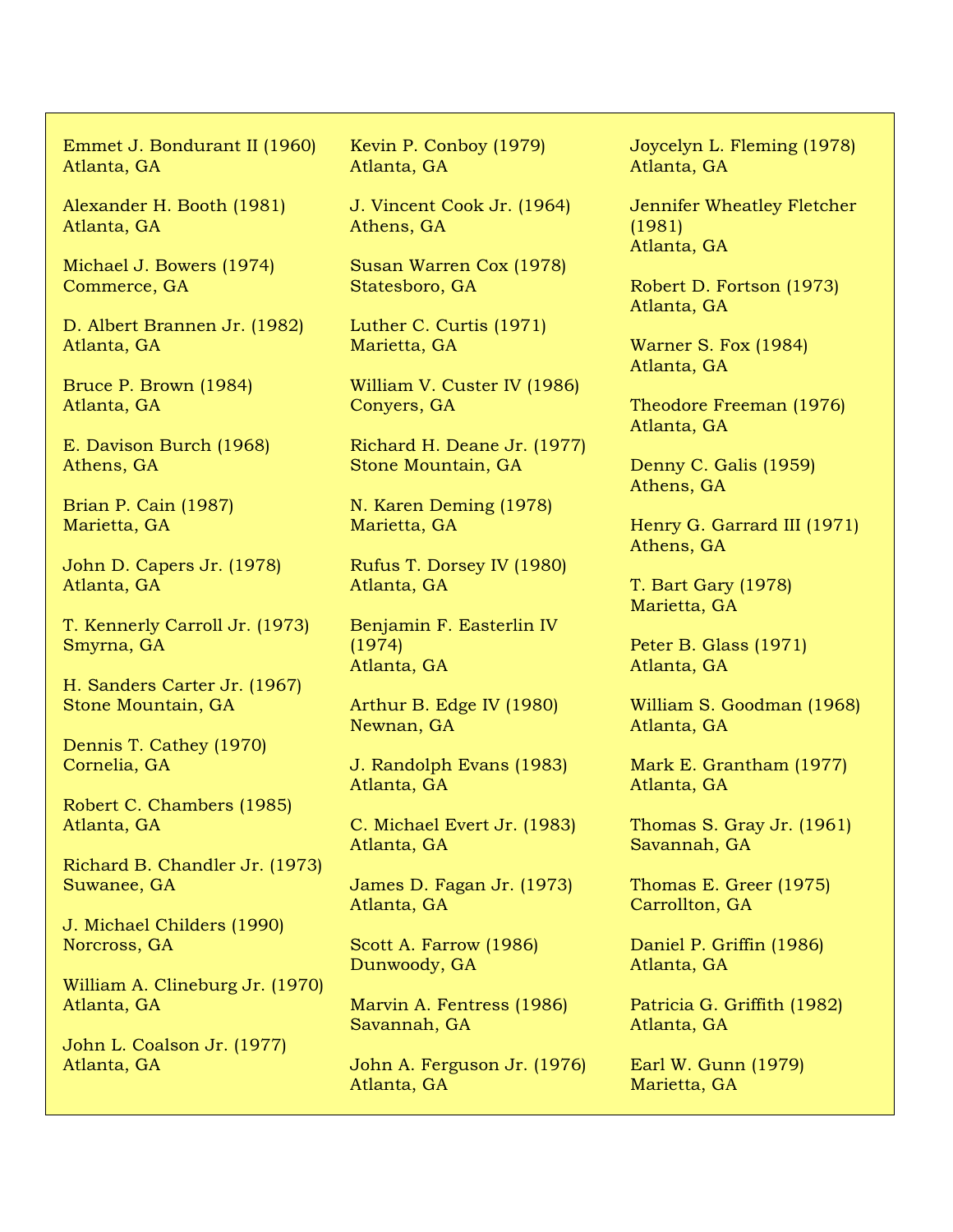Emmet J. Bondurant II (1960)
Atlanta, GA

Alexander H. Booth (1981)
Atlanta, GA

Michael J. Bowers (1974)
Commerce, GA

D. Albert Brannen Jr. (1982)
Atlanta, GA

Bruce P. Brown (1984)
Atlanta, GA

E. Davison Burch (1968)
Athens, GA

Brian P. Cain (1987)
Marietta, GA

John D. Capers Jr. (1978)
Atlanta, GA

T. Kennerly Carroll Jr. (1973)
Smyrna, GA

H. Sanders Carter Jr. (1967)
Stone Mountain, GA

Dennis T. Cathey (1970)
Cornelia, GA

Robert C. Chambers (1985)
Atlanta, GA

Richard B. Chandler Jr. (1973)
Suwanee, GA

J. Michael Childers (1990)
Norcross, GA

William A. Clineburg Jr. (1970)
Atlanta, GA

John L. Coalson Jr. (1977)
Atlanta, GA

Kevin P. Conboy (1979)
Atlanta, GA

J. Vincent Cook Jr. (1964)
Athens, GA

Susan Warren Cox (1978)
Statesboro, GA

Luther C. Curtis (1971)
Marietta, GA

William V. Custer IV (1986)
Conyers, GA

Richard H. Deane Jr. (1977)
Stone Mountain, GA

N. Karen Deming (1978)
Marietta, GA

Rufus T. Dorsey IV (1980)
Atlanta, GA

Benjamin F. Easterlin IV (1974)
Atlanta, GA

Arthur B. Edge IV (1980)
Newnan, GA

J. Randolph Evans (1983)
Atlanta, GA

C. Michael Evert Jr. (1983)
Atlanta, GA

James D. Fagan Jr. (1973)
Atlanta, GA

Scott A. Farrow (1986)
Dunwoody, GA

Marvin A. Fentress (1986)
Savannah, GA

John A. Ferguson Jr. (1976)
Atlanta, GA

Joycelyn L. Fleming (1978)
Atlanta, GA

Jennifer Wheatley Fletcher (1981)
Atlanta, GA

Robert D. Fortson (1973)
Atlanta, GA

Warner S. Fox (1984)
Atlanta, GA

Theodore Freeman (1976)
Atlanta, GA

Denny C. Galis (1959)
Athens, GA

Henry G. Garrard III (1971)
Athens, GA

T. Bart Gary (1978)
Marietta, GA

Peter B. Glass (1971)
Atlanta, GA

William S. Goodman (1968)
Atlanta, GA

Mark E. Grantham (1977)
Atlanta, GA

Thomas S. Gray Jr. (1961)
Savannah, GA

Thomas E. Greer (1975)
Carrollton, GA

Daniel P. Griffin (1986)
Atlanta, GA

Patricia G. Griffith (1982)
Atlanta, GA

Earl W. Gunn (1979)
Marietta, GA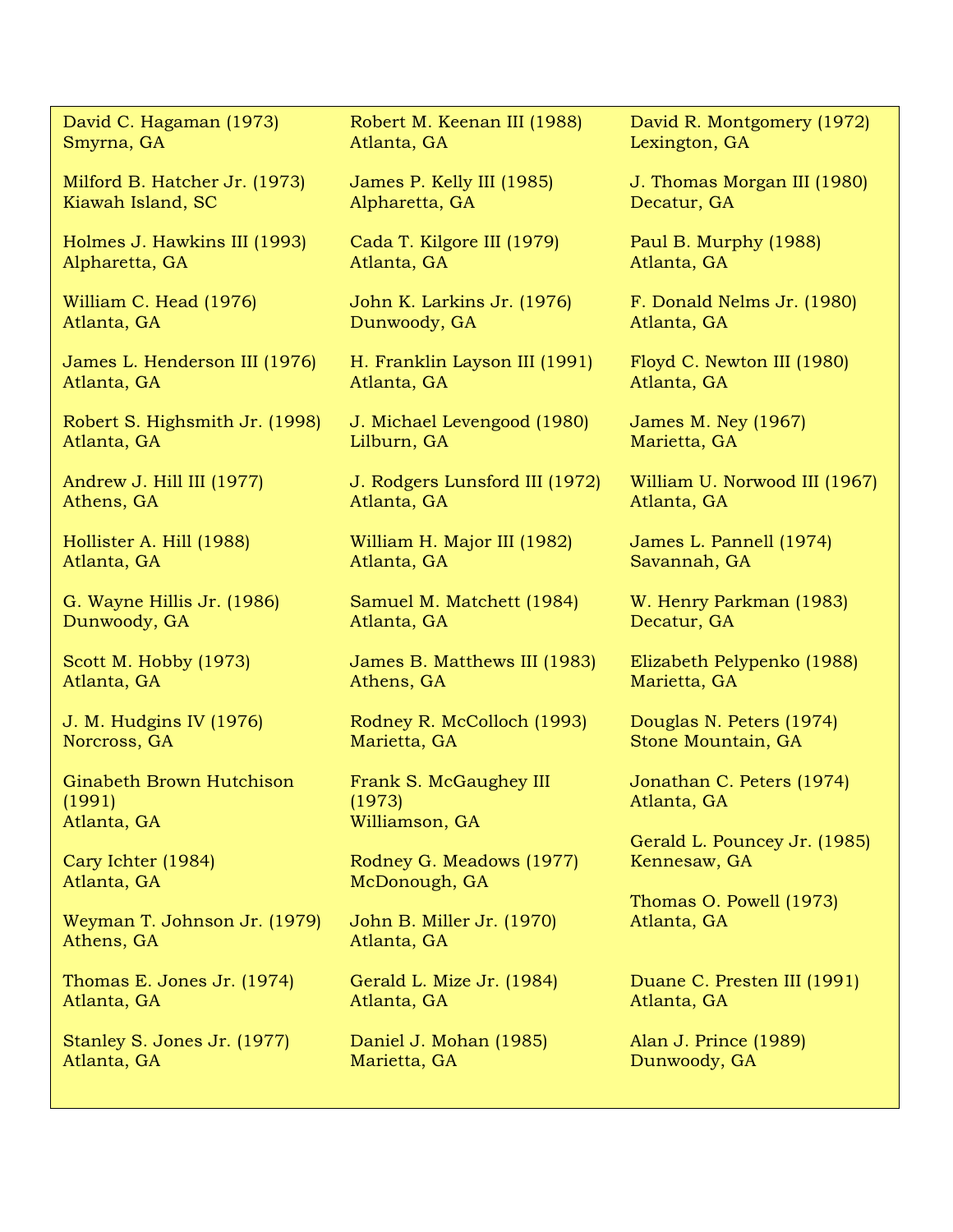David C. Hagaman (1973)
Smyrna, GA

Milford B. Hatcher Jr. (1973)
Kiawah Island, SC

Holmes J. Hawkins III (1993)
Alpharetta, GA

William C. Head (1976)
Atlanta, GA

James L. Henderson III (1976)
Atlanta, GA

Robert S. Highsmith Jr. (1998)
Atlanta, GA

Andrew J. Hill III (1977)
Athens, GA

Hollister A. Hill (1988)
Atlanta, GA

G. Wayne Hillis Jr. (1986)
Dunwoody, GA

Scott M. Hobby (1973)
Atlanta, GA

J. M. Hudgins IV (1976)
Norcross, GA

Ginabeth Brown Hutchison (1991)
Atlanta, GA

Cary Ichter (1984)
Atlanta, GA

Weyman T. Johnson Jr. (1979)
Athens, GA

Thomas E. Jones Jr. (1974)
Atlanta, GA

Stanley S. Jones Jr. (1977)
Atlanta, GA

Robert M. Keenan III (1988)
Atlanta, GA

James P. Kelly III (1985)
Alpharetta, GA

Cada T. Kilgore III (1979)
Atlanta, GA

John K. Larkins Jr. (1976)
Dunwoody, GA

H. Franklin Layson III (1991)
Atlanta, GA

J. Michael Levengood (1980)
Lilburn, GA

J. Rodgers Lunsford III (1972)
Atlanta, GA

William H. Major III (1982)
Atlanta, GA

Samuel M. Matchett (1984)
Atlanta, GA

James B. Matthews III (1983)
Athens, GA

Rodney R. McColloch (1993)
Marietta, GA

Frank S. McGaughey III (1973)
Williamson, GA

Rodney G. Meadows (1977)
McDonough, GA

John B. Miller Jr. (1970)
Atlanta, GA

Gerald L. Mize Jr. (1984)
Atlanta, GA

Daniel J. Mohan (1985)
Marietta, GA

David R. Montgomery (1972)
Lexington, GA

J. Thomas Morgan III (1980)
Decatur, GA

Paul B. Murphy (1988)
Atlanta, GA

F. Donald Nelms Jr. (1980)
Atlanta, GA

Floyd C. Newton III (1980)
Atlanta, GA

James M. Ney (1967)
Marietta, GA

William U. Norwood III (1967)
Atlanta, GA

James L. Pannell (1974)
Savannah, GA

W. Henry Parkman (1983)
Decatur, GA

Elizabeth Pelypenko (1988)
Marietta, GA

Douglas N. Peters (1974)
Stone Mountain, GA

Jonathan C. Peters (1974)
Atlanta, GA

Gerald L. Pouncey Jr. (1985)
Kennesaw, GA

Thomas O. Powell (1973)
Atlanta, GA

Duane C. Presten III (1991)
Atlanta, GA

Alan J. Prince (1989)
Dunwoody, GA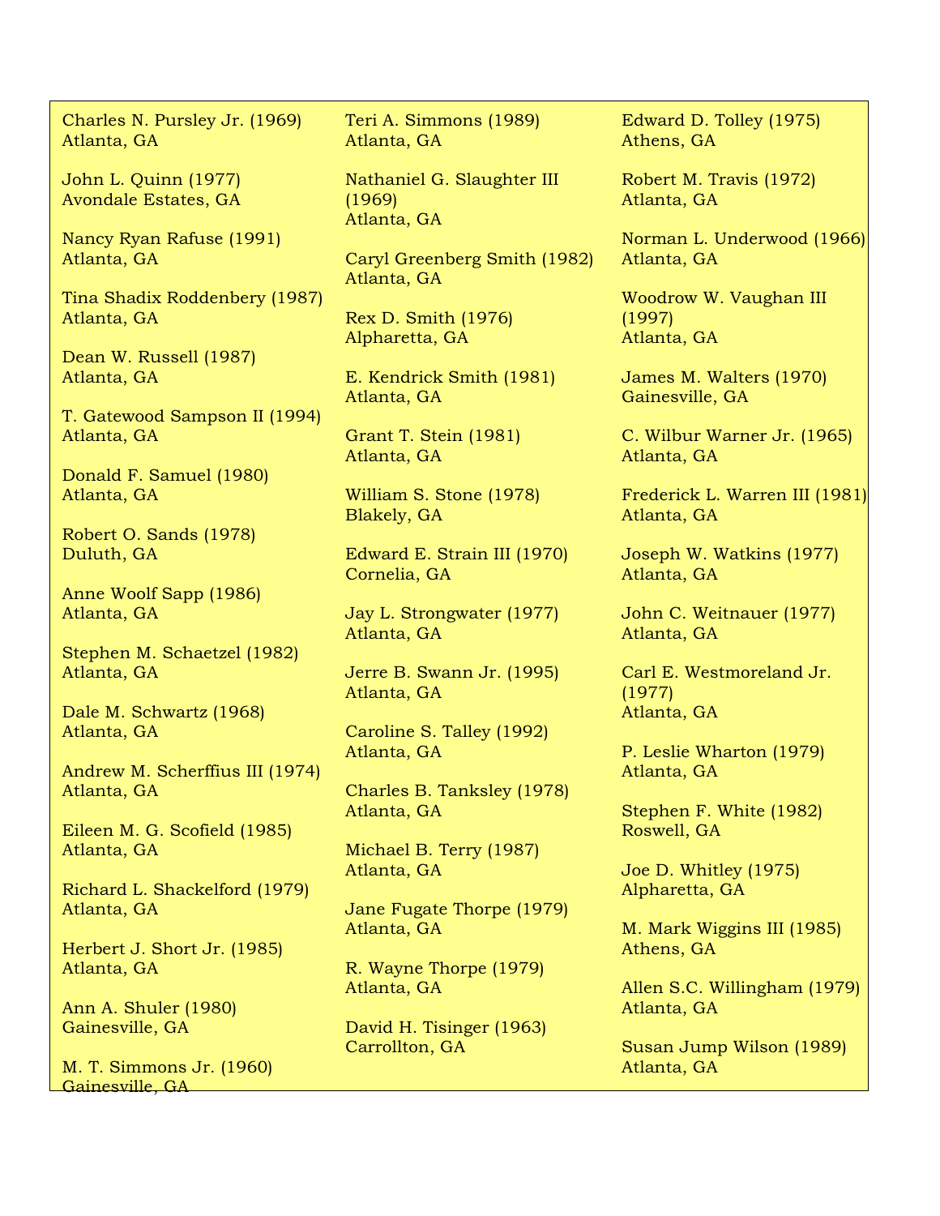Charles N. Pursley Jr. (1969)
Atlanta, GA

John L. Quinn (1977)
Avondale Estates, GA

Nancy Ryan Rafuse (1991)
Atlanta, GA

Tina Shadix Roddenbery (1987)
Atlanta, GA

Dean W. Russell (1987)
Atlanta, GA

T. Gatewood Sampson II (1994)
Atlanta, GA

Donald F. Samuel (1980)
Atlanta, GA

Robert O. Sands (1978)
Duluth, GA

Anne Woolf Sapp (1986)
Atlanta, GA

Stephen M. Schaetzel (1982)
Atlanta, GA

Dale M. Schwartz (1968)
Atlanta, GA

Andrew M. Scherffius III (1974)
Atlanta, GA

Eileen M. G. Scofield (1985)
Atlanta, GA

Richard L. Shackelford (1979)
Atlanta, GA

Herbert J. Short Jr. (1985)
Atlanta, GA

Ann A. Shuler (1980)
Gainesville, GA

M. T. Simmons Jr. (1960)
Gainesville, GA

Teri A. Simmons (1989)
Atlanta, GA

Nathaniel G. Slaughter III (1969)
Atlanta, GA

Caryl Greenberg Smith (1982)
Atlanta, GA

Rex D. Smith (1976)
Alpharetta, GA

E. Kendrick Smith (1981)
Atlanta, GA

Grant T. Stein (1981)
Atlanta, GA

William S. Stone (1978)
Blakely, GA

Edward E. Strain III (1970)
Cornelia, GA

Jay L. Strongwater (1977)
Atlanta, GA

Jerre B. Swann Jr. (1995)
Atlanta, GA

Caroline S. Talley (1992)
Atlanta, GA

Charles B. Tanksley (1978)
Atlanta, GA

Michael B. Terry (1987)
Atlanta, GA

Jane Fugate Thorpe (1979)
Atlanta, GA

R. Wayne Thorpe (1979)
Atlanta, GA

David H. Tisinger (1963)
Carrollton, GA

Edward D. Tolley (1975)
Athens, GA

Robert M. Travis (1972)
Atlanta, GA

Norman L. Underwood (1966)
Atlanta, GA

Woodrow W. Vaughan III (1997)
Atlanta, GA

James M. Walters (1970)
Gainesville, GA

C. Wilbur Warner Jr. (1965)
Atlanta, GA

Frederick L. Warren III (1981)
Atlanta, GA

Joseph W. Watkins (1977)
Atlanta, GA

John C. Weitnauer (1977)
Atlanta, GA

Carl E. Westmoreland Jr. (1977)
Atlanta, GA

P. Leslie Wharton (1979)
Atlanta, GA

Stephen F. White (1982)
Roswell, GA

Joe D. Whitley (1975)
Alpharetta, GA

M. Mark Wiggins III (1985)
Athens, GA

Allen S.C. Willingham (1979)
Atlanta, GA

Susan Jump Wilson (1989)
Atlanta, GA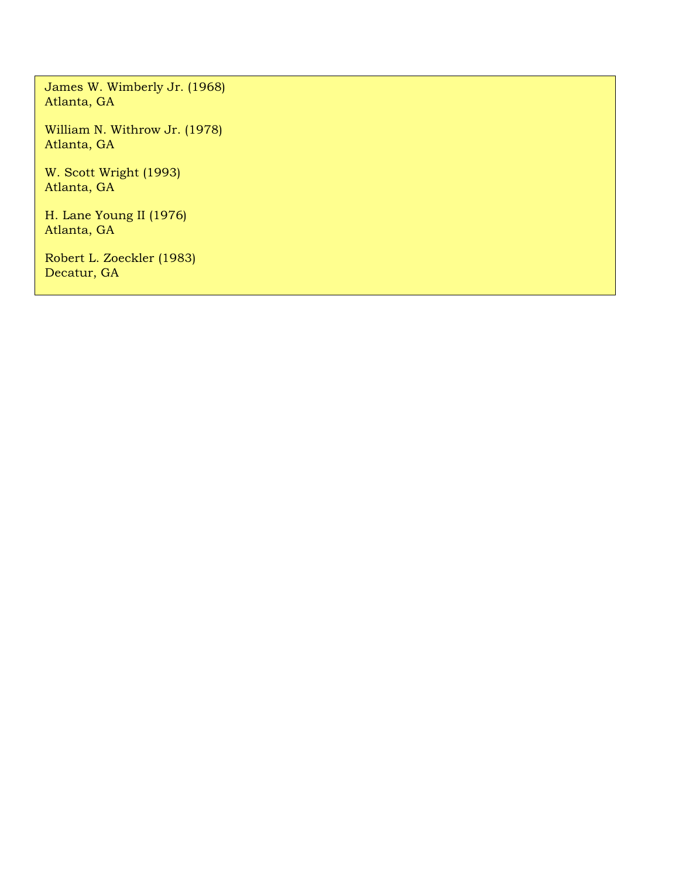James W. Wimberly Jr. (1968)
Atlanta, GA

William N. Withrow Jr. (1978)
Atlanta, GA

W. Scott Wright (1993)
Atlanta, GA

H. Lane Young II (1976)
Atlanta, GA

Robert L. Zoeckler (1983)
Decatur, GA